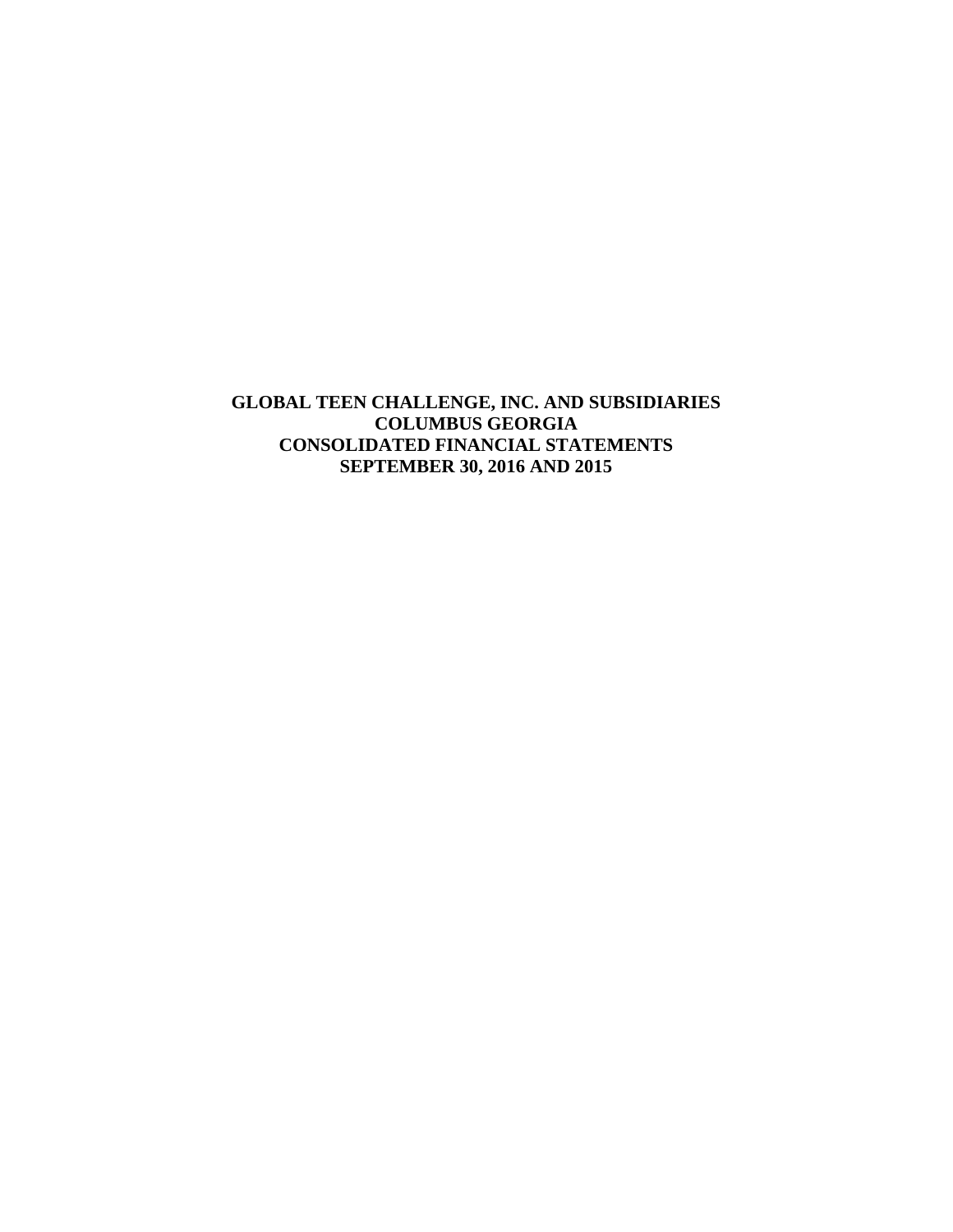# GLOBAL TEEN CHALLENGE, INC. AND SUBSIDIARIES
# COLUMBUS GEORGIA
# CONSOLIDATED FINANCIAL STATEMENTS
# SEPTEMBER 30, 2016 AND 2015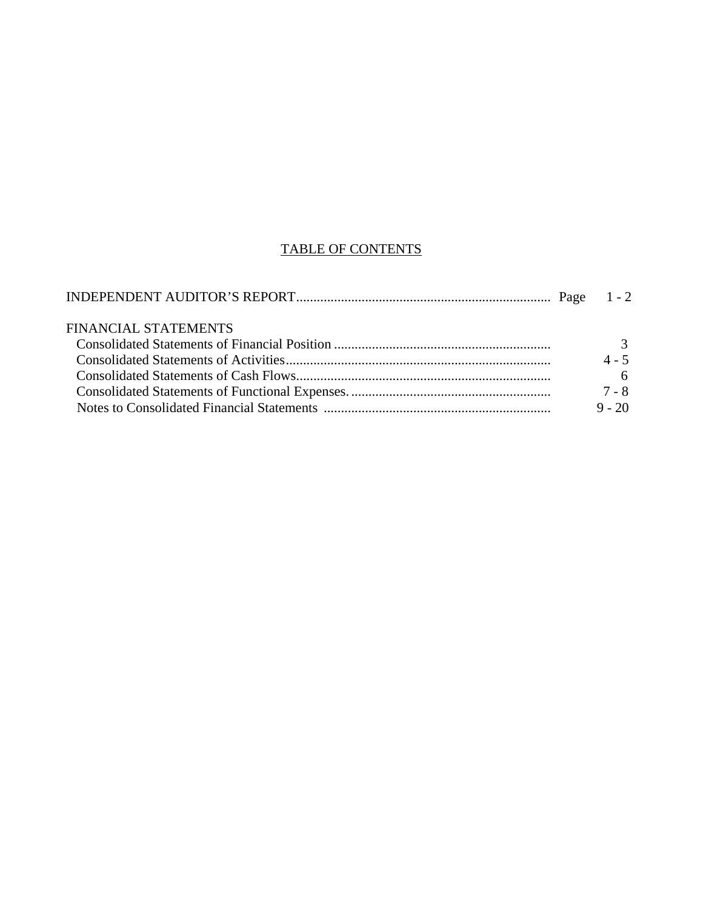# TABLE OF CONTENTS

| | Page |
|---|---|
| INDEPENDENT AUDITOR'S REPORT | 1 - 2 |
| **FINANCIAL STATEMENTS** | |
| Consolidated Statements of Financial Position | 3 |
| Consolidated Statements of Activities | 4 - 5 |
| Consolidated Statements of Cash Flows | 6 |
| Consolidated Statements of Functional Expenses | 7 - 8 |
| Notes to Consolidated Financial Statements | 9 - 20 |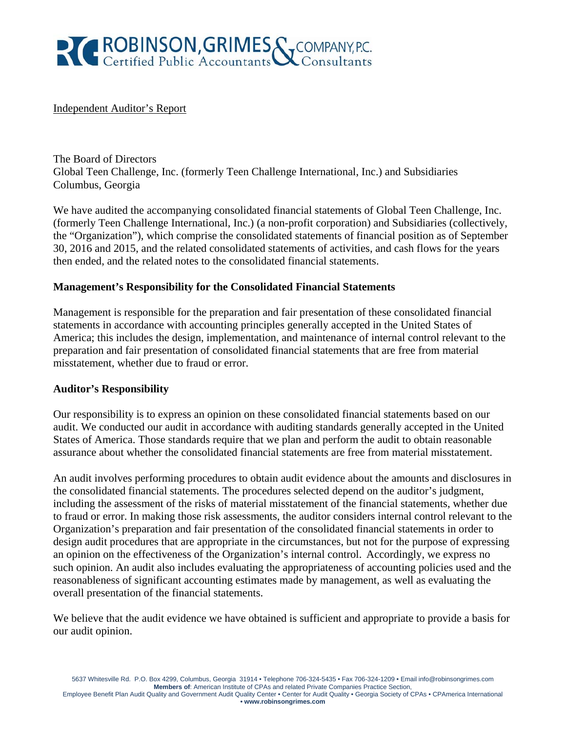ROBINSON, GRIMES & COMPANY, P.C.
Certified Public Accountants & Consultants

Independent Auditor's Report

The Board of Directors
Global Teen Challenge, Inc. (formerly Teen Challenge International, Inc.) and Subsidiaries
Columbus, Georgia

We have audited the accompanying consolidated financial statements of Global Teen Challenge, Inc. (formerly Teen Challenge International, Inc.) (a non-profit corporation) and Subsidiaries (collectively, the "Organization"), which comprise the consolidated statements of financial position as of September 30, 2016 and 2015, and the related consolidated statements of activities, and cash flows for the years then ended, and the related notes to the consolidated financial statements.

**Management's Responsibility for the Consolidated Financial Statements**

Management is responsible for the preparation and fair presentation of these consolidated financial statements in accordance with accounting principles generally accepted in the United States of America; this includes the design, implementation, and maintenance of internal control relevant to the preparation and fair presentation of consolidated financial statements that are free from material misstatement, whether due to fraud or error.

**Auditor's Responsibility**

Our responsibility is to express an opinion on these consolidated financial statements based on our audit. We conducted our audit in accordance with auditing standards generally accepted in the United States of America. Those standards require that we plan and perform the audit to obtain reasonable assurance about whether the consolidated financial statements are free from material misstatement.

An audit involves performing procedures to obtain audit evidence about the amounts and disclosures in the consolidated financial statements. The procedures selected depend on the auditor's judgment, including the assessment of the risks of material misstatement of the financial statements, whether due to fraud or error. In making those risk assessments, the auditor considers internal control relevant to the Organization's preparation and fair presentation of the consolidated financial statements in order to design audit procedures that are appropriate in the circumstances, but not for the purpose of expressing an opinion on the effectiveness of the Organization's internal control. Accordingly, we express no such opinion. An audit also includes evaluating the appropriateness of accounting policies used and the reasonableness of significant accounting estimates made by management, as well as evaluating the overall presentation of the financial statements.

We believe that the audit evidence we have obtained is sufficient and appropriate to provide a basis for our audit opinion.

5637 Whitesville Rd. P.O. Box 4299, Columbus, Georgia 31914 • Telephone 706-324-5435 • Fax 706-324-1209 • Email info@robinsongrimes.com
**Members of**: American Institute of CPAs and related Private Companies Practice Section, Employee Benefit Plan Audit Quality and Government Audit Quality Center • Center for Audit Quality • Georgia Society of CPAs • CPAmerica International
**• www.robinsongrimes.com**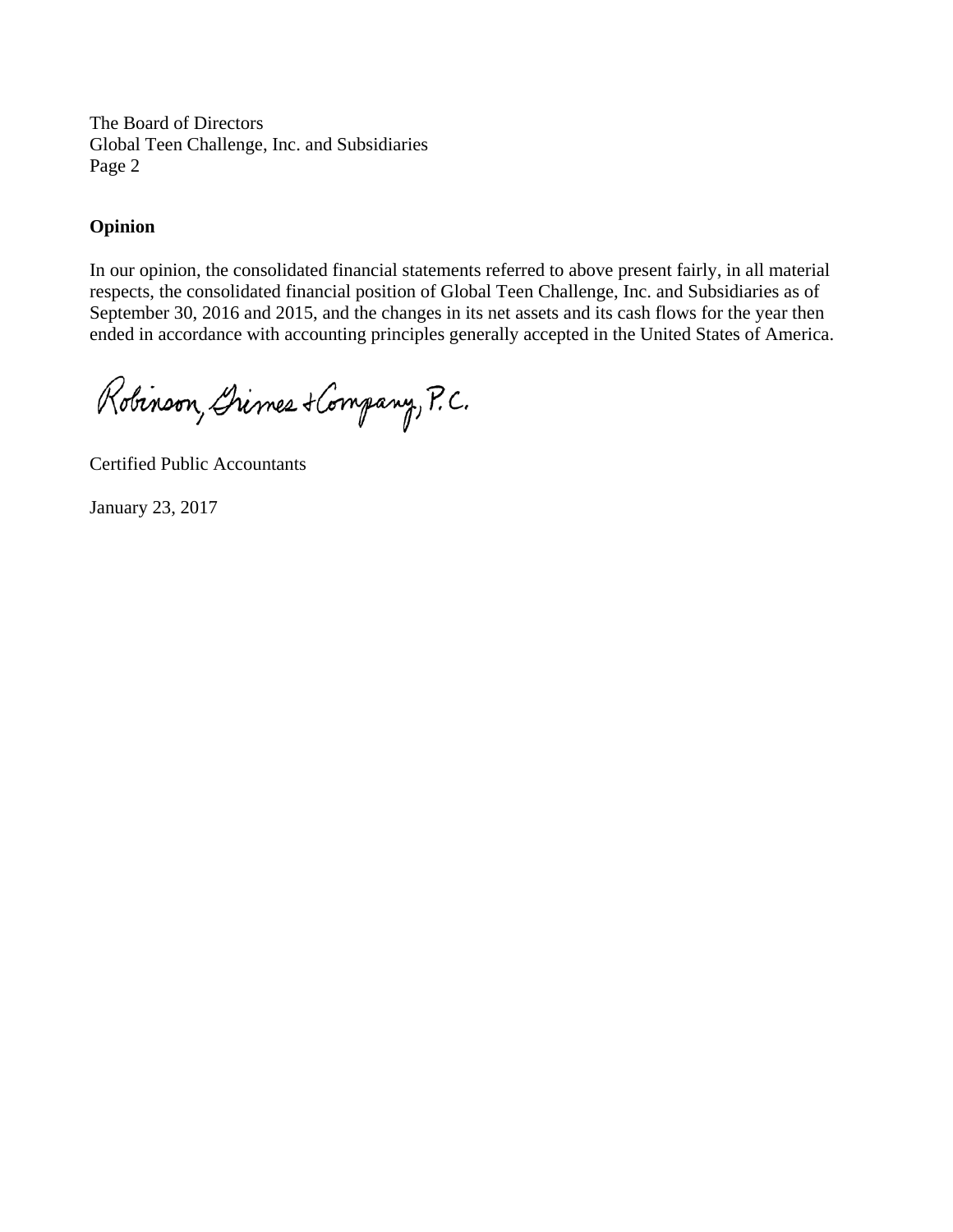The Board of Directors
Global Teen Challenge, Inc. and Subsidiaries
Page 2

**Opinion**

In our opinion, the consolidated financial statements referred to above present fairly, in all material respects, the consolidated financial position of Global Teen Challenge, Inc. and Subsidiaries as of September 30, 2016 and 2015, and the changes in its net assets and its cash flows for the year then ended in accordance with accounting principles generally accepted in the United States of America.

Robinson, Grimes & Company, P.C.

Certified Public Accountants

January 23, 2017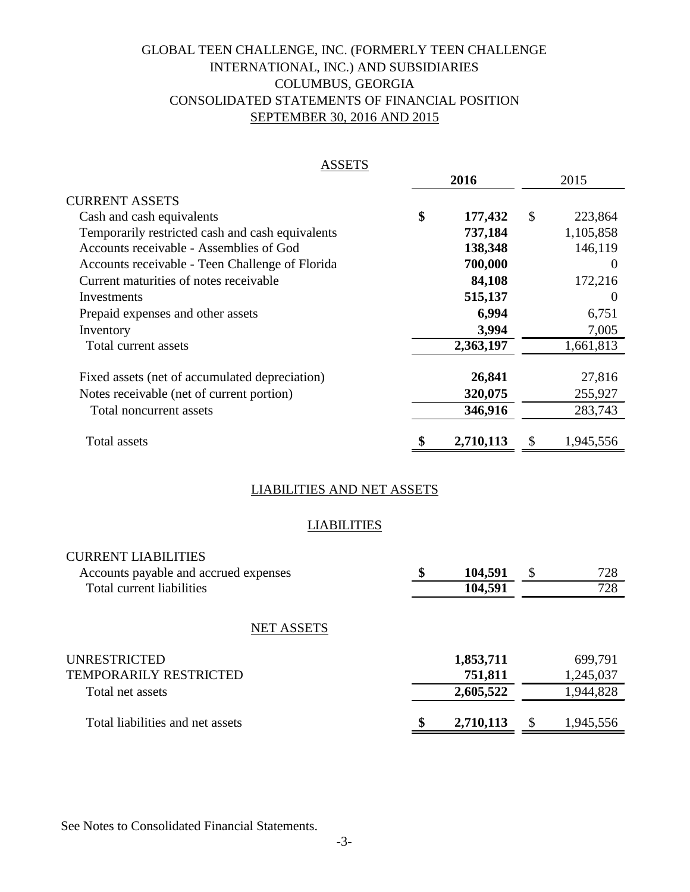# GLOBAL TEEN CHALLENGE, INC. (FORMERLY TEEN CHALLENGE INTERNATIONAL, INC.) AND SUBSIDIARIES
## COLUMBUS, GEORGIA
## CONSOLIDATED STATEMENTS OF FINANCIAL POSITION
## SEPTEMBER 30, 2016 AND 2015

### ASSETS

| | 2016 | 2015 |
|---|---|---|
| **CURRENT ASSETS** | | |
| Cash and cash equivalents | $ 177,432 | $ 223,864 |
| Temporarily restricted cash and cash equivalents | 737,184 | 1,105,858 |
| Accounts receivable - Assemblies of God | 138,348 | 146,119 |
| Accounts receivable - Teen Challenge of Florida | 700,000 | 0 |
| Current maturities of notes receivable | 84,108 | 172,216 |
| Investments | 515,137 | 0 |
| Prepaid expenses and other assets | 6,994 | 6,751 |
| Inventory | 3,994 | 7,005 |
| Total current assets | 2,363,197 | 1,661,813 |
| Fixed assets (net of accumulated depreciation) | 26,841 | 27,816 |
| Notes receivable (net of current portion) | 320,075 | 255,927 |
| Total noncurrent assets | 346,916 | 283,743 |
| Total assets | $ 2,710,113 | $ 1,945,556 |

### LIABILITIES AND NET ASSETS

#### LIABILITIES

| | 2016 | 2015 |
|---|---|---|
| **CURRENT LIABILITIES** | | |
| Accounts payable and accrued expenses | $ 104,591 | $ 728 |
| Total current liabilities | 104,591 | 728 |

#### NET ASSETS

| | 2016 | 2015 |
|---|---|---|
| UNRESTRICTED | 1,853,711 | 699,791 |
| TEMPORARILY RESTRICTED | 751,811 | 1,245,037 |
| Total net assets | 2,605,522 | 1,944,828 |
| Total liabilities and net assets | $ 2,710,113 | $ 1,945,556 |

See Notes to Consolidated Financial Statements.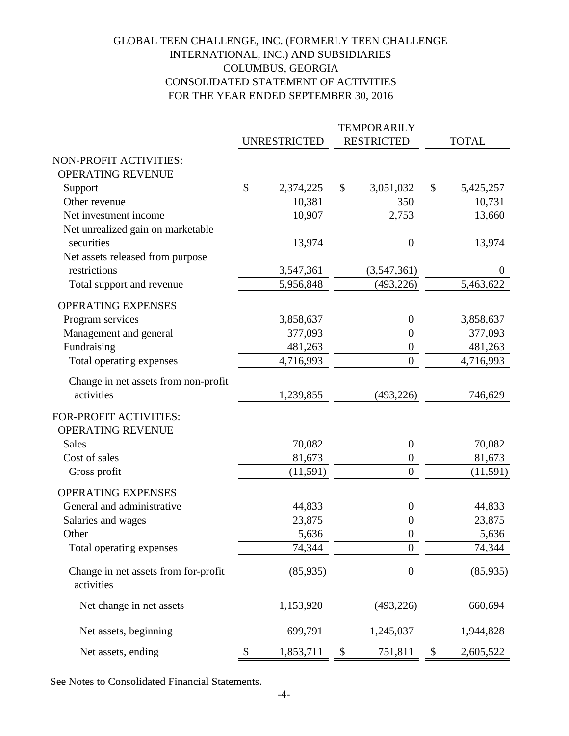# GLOBAL TEEN CHALLENGE, INC. (FORMERLY TEEN CHALLENGE INTERNATIONAL, INC.) AND SUBSIDIARIES
## COLUMBUS, GEORGIA
## CONSOLIDATED STATEMENT OF ACTIVITIES
## FOR THE YEAR ENDED SEPTEMBER 30, 2016

| | UNRESTRICTED | TEMPORARILY RESTRICTED | TOTAL |
|---|---|---|---|
| NON-PROFIT ACTIVITIES: | | | |
| OPERATING REVENUE | | | |
| Support | $ 2,374,225 | $ 3,051,032 | $ 5,425,257 |
| Other revenue | 10,381 | 350 | 10,731 |
| Net investment income | 10,907 | 2,753 | 13,660 |
| Net unrealized gain on marketable securities | 13,974 | 0 | 13,974 |
| Net assets released from purpose restrictions | 3,547,361 | (3,547,361) | 0 |
| Total support and revenue | 5,956,848 | (493,226) | 5,463,622 |
| OPERATING EXPENSES | | | |
| Program services | 3,858,637 | 0 | 3,858,637 |
| Management and general | 377,093 | 0 | 377,093 |
| Fundraising | 481,263 | 0 | 481,263 |
| Total operating expenses | 4,716,993 | 0 | 4,716,993 |
| Change in net assets from non-profit activities | 1,239,855 | (493,226) | 746,629 |
| FOR-PROFIT ACTIVITIES: | | | |
| OPERATING REVENUE | | | |
| Sales | 70,082 | 0 | 70,082 |
| Cost of sales | 81,673 | 0 | 81,673 |
| Gross profit | (11,591) | 0 | (11,591) |
| OPERATING EXPENSES | | | |
| General and administrative | 44,833 | 0 | 44,833 |
| Salaries and wages | 23,875 | 0 | 23,875 |
| Other | 5,636 | 0 | 5,636 |
| Total operating expenses | 74,344 | 0 | 74,344 |
| Change in net assets from for-profit activities | (85,935) | 0 | (85,935) |
| Net change in net assets | 1,153,920 | (493,226) | 660,694 |
| Net assets, beginning | 699,791 | 1,245,037 | 1,944,828 |
| Net assets, ending | $ 1,853,711 | $ 751,811 | $ 2,605,522 |

See Notes to Consolidated Financial Statements.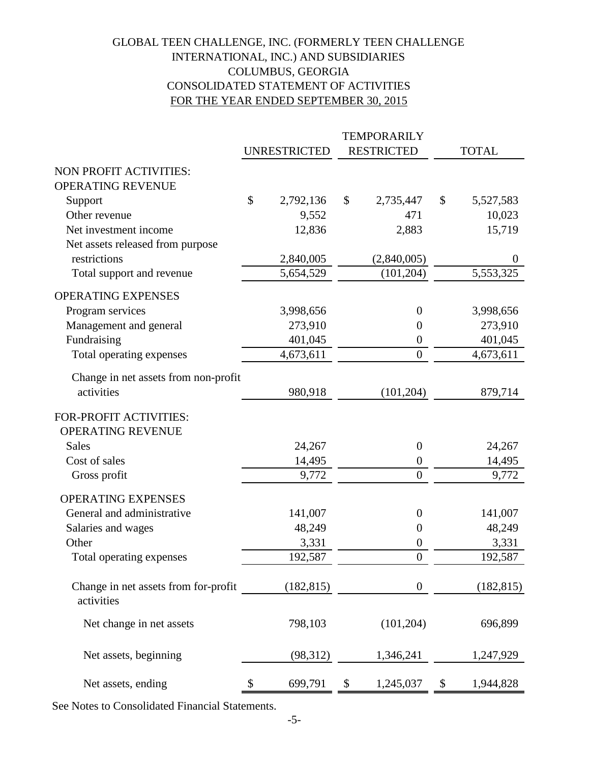# GLOBAL TEEN CHALLENGE, INC. (FORMERLY TEEN CHALLENGE INTERNATIONAL, INC.) AND SUBSIDIARIES
## COLUMBUS, GEORGIA
## CONSOLIDATED STATEMENT OF ACTIVITIES
## FOR THE YEAR ENDED SEPTEMBER 30, 2015

| | UNRESTRICTED | TEMPORARILY RESTRICTED | TOTAL |
|---|---|---|---|
| NON PROFIT ACTIVITIES: | | | |
| OPERATING REVENUE | | | |
| Support | $ 2,792,136 | $ 2,735,447 | $ 5,527,583 |
| Other revenue | 9,552 | 471 | 10,023 |
| Net investment income | 12,836 | 2,883 | 15,719 |
| Net assets released from purpose restrictions | 2,840,005 | (2,840,005) | 0 |
| Total support and revenue | 5,654,529 | (101,204) | 5,553,325 |
| OPERATING EXPENSES | | | |
| Program services | 3,998,656 | 0 | 3,998,656 |
| Management and general | 273,910 | 0 | 273,910 |
| Fundraising | 401,045 | 0 | 401,045 |
| Total operating expenses | 4,673,611 | 0 | 4,673,611 |
| Change in net assets from non-profit activities | 980,918 | (101,204) | 879,714 |
| FOR-PROFIT ACTIVITIES: | | | |
| OPERATING REVENUE | | | |
| Sales | 24,267 | 0 | 24,267 |
| Cost of sales | 14,495 | 0 | 14,495 |
| Gross profit | 9,772 | 0 | 9,772 |
| OPERATING EXPENSES | | | |
| General and administrative | 141,007 | 0 | 141,007 |
| Salaries and wages | 48,249 | 0 | 48,249 |
| Other | 3,331 | 0 | 3,331 |
| Total operating expenses | 192,587 | 0 | 192,587 |
| Change in net assets from for-profit activities | (182,815) | 0 | (182,815) |
| Net change in net assets | 798,103 | (101,204) | 696,899 |
| Net assets, beginning | (98,312) | 1,346,241 | 1,247,929 |
| Net assets, ending | $ 699,791 | $ 1,245,037 | $ 1,944,828 |

See Notes to Consolidated Financial Statements.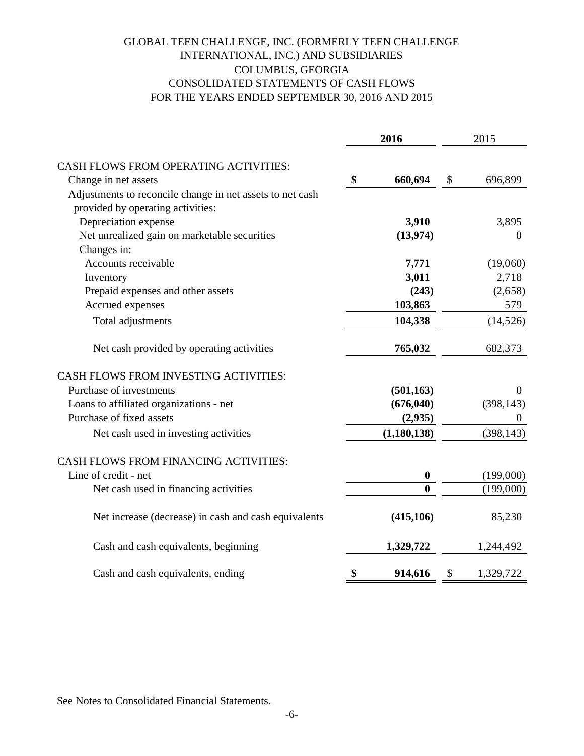# GLOBAL TEEN CHALLENGE, INC. (FORMERLY TEEN CHALLENGE INTERNATIONAL, INC.) AND SUBSIDIARIES
## COLUMBUS, GEORGIA
## CONSOLIDATED STATEMENTS OF CASH FLOWS
## FOR THE YEARS ENDED SEPTEMBER 30, 2016 AND 2015

| | 2016 | 2015 |
|---|---|---|
| CASH FLOWS FROM OPERATING ACTIVITIES: | | |
| Change in net assets | $ 660,694 | $ 696,899 |
| Adjustments to reconcile change in net assets to net cash provided by operating activities: | | |
| Depreciation expense | 3,910 | 3,895 |
| Net unrealized gain on marketable securities | (13,974) | 0 |
| Changes in: | | |
| Accounts receivable | 7,771 | (19,060) |
| Inventory | 3,011 | 2,718 |
| Prepaid expenses and other assets | (243) | (2,658) |
| Accrued expenses | 103,863 | 579 |
| Total adjustments | 104,338 | (14,526) |
| Net cash provided by operating activities | 765,032 | 682,373 |
| CASH FLOWS FROM INVESTING ACTIVITIES: | | |
| Purchase of investments | (501,163) | 0 |
| Loans to affiliated organizations - net | (676,040) | (398,143) |
| Purchase of fixed assets | (2,935) | 0 |
| Net cash used in investing activities | (1,180,138) | (398,143) |
| CASH FLOWS FROM FINANCING ACTIVITIES: | | |
| Line of credit - net | 0 | (199,000) |
| Net cash used in financing activities | 0 | (199,000) |
| Net increase (decrease) in cash and cash equivalents | (415,106) | 85,230 |
| Cash and cash equivalents, beginning | 1,329,722 | 1,244,492 |
| Cash and cash equivalents, ending | $ 914,616 | $ 1,329,722 |

See Notes to Consolidated Financial Statements.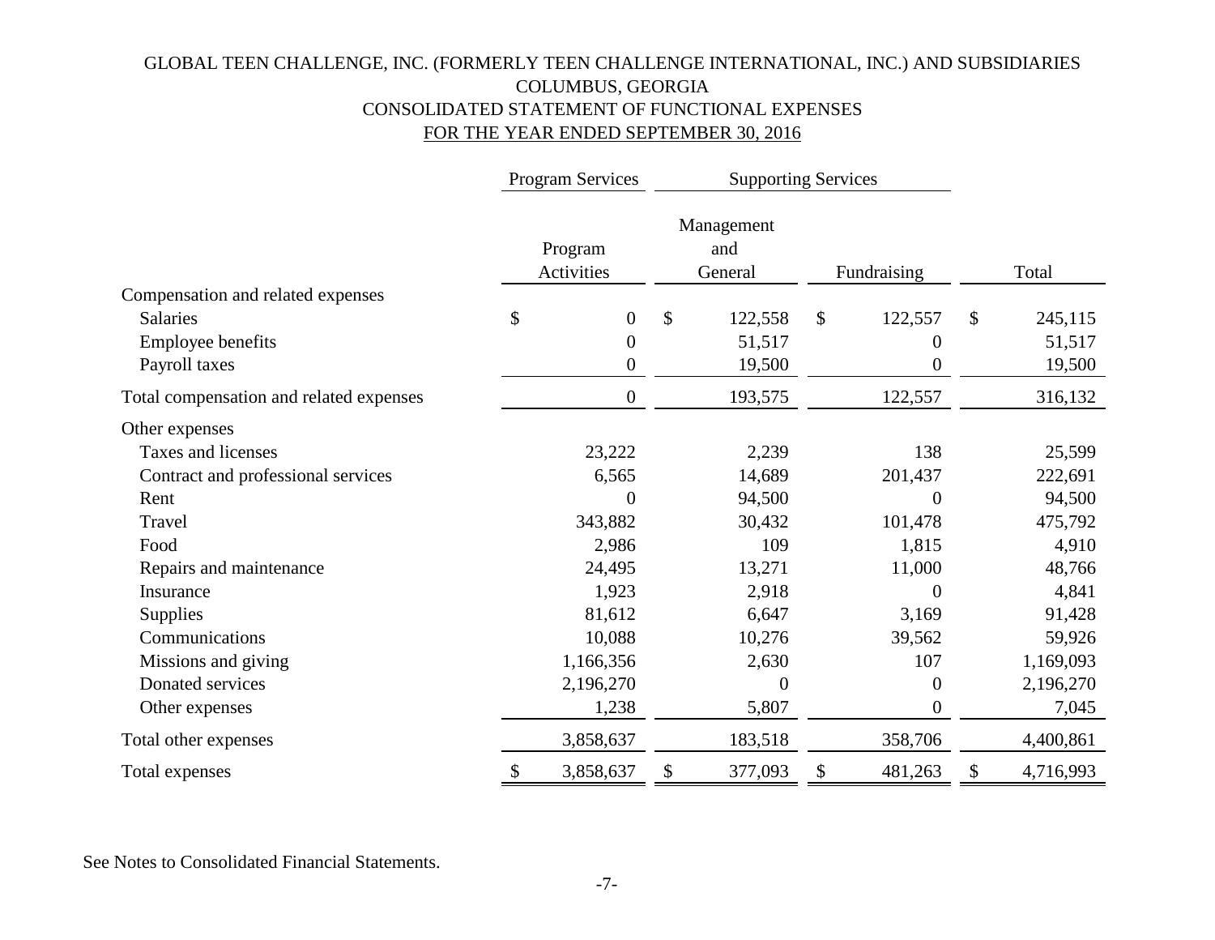# GLOBAL TEEN CHALLENGE, INC. (FORMERLY TEEN CHALLENGE INTERNATIONAL, INC.) AND SUBSIDIARIES

## COLUMBUS, GEORGIA

## CONSOLIDATED STATEMENT OF FUNCTIONAL EXPENSES

## FOR THE YEAR ENDED SEPTEMBER 30, 2016

| | Program Services | Supporting Services | | |
|---|---|---|---|---|
| | Program Activities | Management and General | Fundraising | Total |
| **Compensation and related expenses** | | | | |
| Salaries | $ 0 | $ 122,558 | $ 122,557 | $ 245,115 |
| Employee benefits | 0 | 51,517 | 0 | 51,517 |
| Payroll taxes | 0 | 19,500 | 0 | 19,500 |
| Total compensation and related expenses | 0 | 193,575 | 122,557 | 316,132 |
| **Other expenses** | | | | |
| Taxes and licenses | 23,222 | 2,239 | 138 | 25,599 |
| Contract and professional services | 6,565 | 14,689 | 201,437 | 222,691 |
| Rent | 0 | 94,500 | 0 | 94,500 |
| Travel | 343,882 | 30,432 | 101,478 | 475,792 |
| Food | 2,986 | 109 | 1,815 | 4,910 |
| Repairs and maintenance | 24,495 | 13,271 | 11,000 | 48,766 |
| Insurance | 1,923 | 2,918 | 0 | 4,841 |
| Supplies | 81,612 | 6,647 | 3,169 | 91,428 |
| Communications | 10,088 | 10,276 | 39,562 | 59,926 |
| Missions and giving | 1,166,356 | 2,630 | 107 | 1,169,093 |
| Donated services | 2,196,270 | 0 | 0 | 2,196,270 |
| Other expenses | 1,238 | 5,807 | 0 | 7,045 |
| Total other expenses | 3,858,637 | 183,518 | 358,706 | 4,400,861 |
| Total expenses | $ 3,858,637 | $ 377,093 | $ 481,263 | $ 4,716,993 |

See Notes to Consolidated Financial Statements.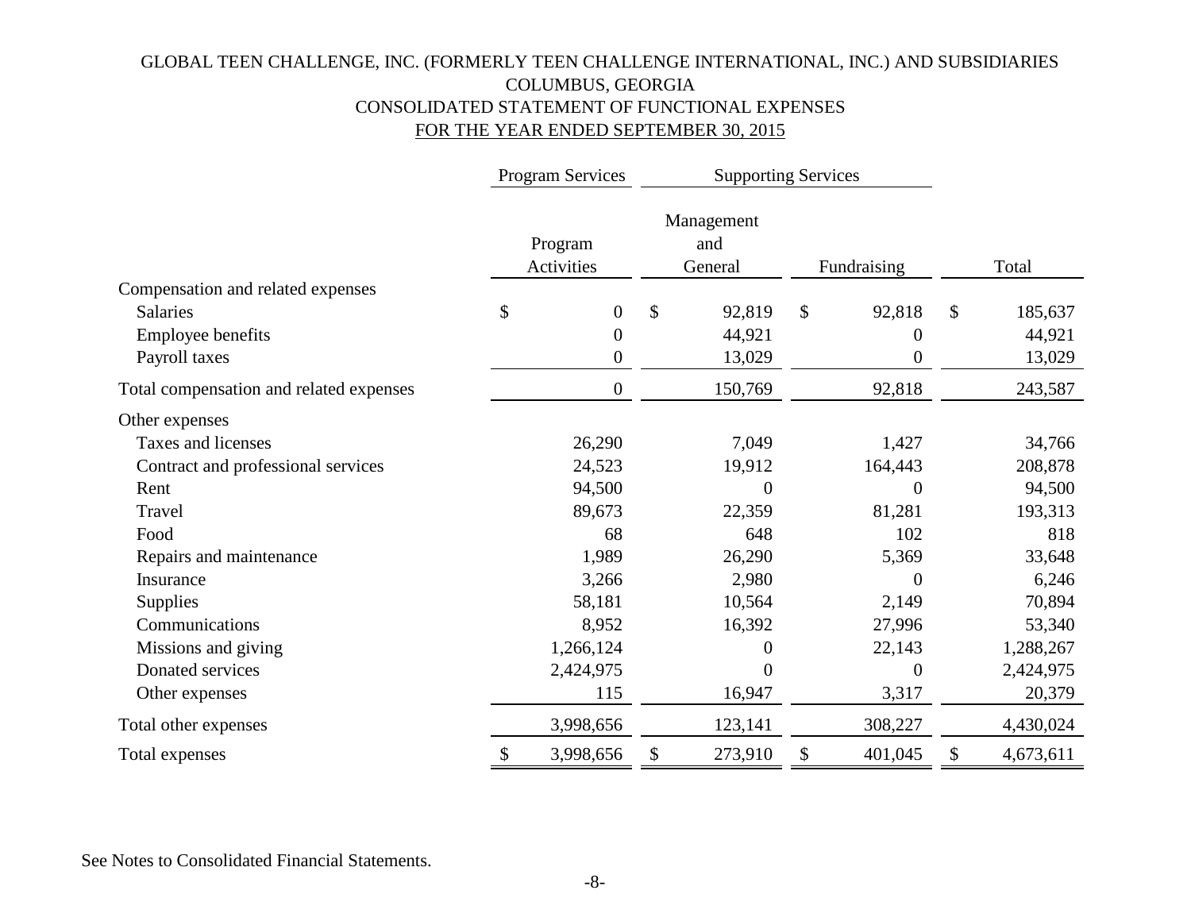# GLOBAL TEEN CHALLENGE, INC. (FORMERLY TEEN CHALLENGE INTERNATIONAL, INC.) AND SUBSIDIARIES

## COLUMBUS, GEORGIA

## CONSOLIDATED STATEMENT OF FUNCTIONAL EXPENSES

## FOR THE YEAR ENDED SEPTEMBER 30, 2015

| | Program Services | Supporting Services | | |
|---|---|---|---|---|
| | Program Activities | Management and General | Fundraising | Total |
| **Compensation and related expenses** | | | | |
| Salaries | $ 0 | $ 92,819 | $ 92,818 | $ 185,637 |
| Employee benefits | 0 | 44,921 | 0 | 44,921 |
| Payroll taxes | 0 | 13,029 | 0 | 13,029 |
| Total compensation and related expenses | 0 | 150,769 | 92,818 | 243,587 |
| **Other expenses** | | | | |
| Taxes and licenses | 26,290 | 7,049 | 1,427 | 34,766 |
| Contract and professional services | 24,523 | 19,912 | 164,443 | 208,878 |
| Rent | 94,500 | 0 | 0 | 94,500 |
| Travel | 89,673 | 22,359 | 81,281 | 193,313 |
| Food | 68 | 648 | 102 | 818 |
| Repairs and maintenance | 1,989 | 26,290 | 5,369 | 33,648 |
| Insurance | 3,266 | 2,980 | 0 | 6,246 |
| Supplies | 58,181 | 10,564 | 2,149 | 70,894 |
| Communications | 8,952 | 16,392 | 27,996 | 53,340 |
| Missions and giving | 1,266,124 | 0 | 22,143 | 1,288,267 |
| Donated services | 2,424,975 | 0 | 0 | 2,424,975 |
| Other expenses | 115 | 16,947 | 3,317 | 20,379 |
| Total other expenses | 3,998,656 | 123,141 | 308,227 | 4,430,024 |
| Total expenses | $ 3,998,656 | $ 273,910 | $ 401,045 | $ 4,673,611 |

See Notes to Consolidated Financial Statements.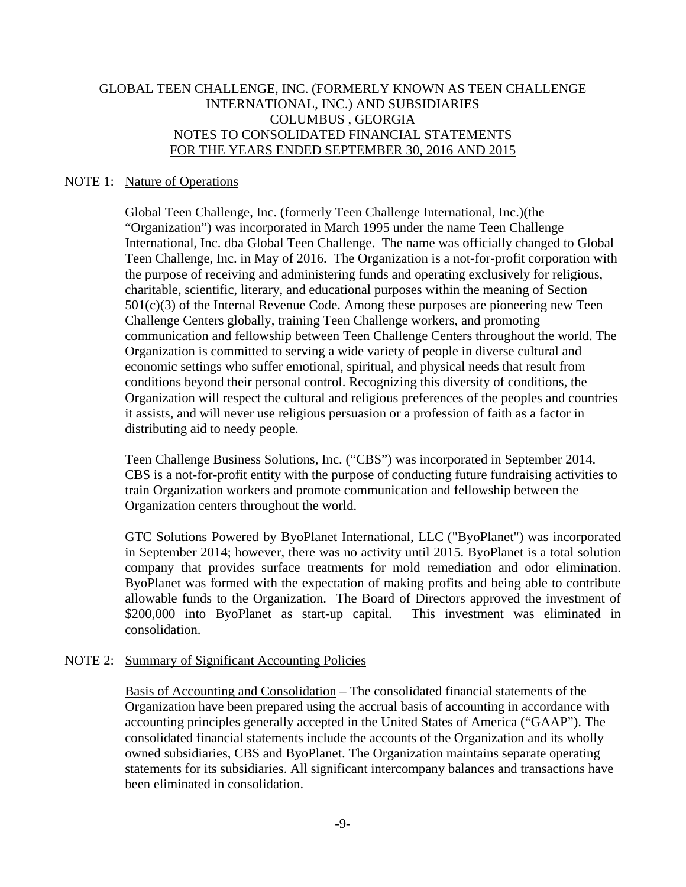GLOBAL TEEN CHALLENGE, INC. (FORMERLY KNOWN AS TEEN CHALLENGE INTERNATIONAL, INC.) AND SUBSIDIARIES
COLUMBUS , GEORGIA
NOTES TO CONSOLIDATED FINANCIAL STATEMENTS
FOR THE YEARS ENDED SEPTEMBER 30, 2016 AND 2015

## NOTE 1: Nature of Operations

Global Teen Challenge, Inc. (formerly Teen Challenge International, Inc.)(the "Organization") was incorporated in March 1995 under the name Teen Challenge International, Inc. dba Global Teen Challenge. The name was officially changed to Global Teen Challenge, Inc. in May of 2016. The Organization is a not-for-profit corporation with the purpose of receiving and administering funds and operating exclusively for religious, charitable, scientific, literary, and educational purposes within the meaning of Section 501(c)(3) of the Internal Revenue Code. Among these purposes are pioneering new Teen Challenge Centers globally, training Teen Challenge workers, and promoting communication and fellowship between Teen Challenge Centers throughout the world. The Organization is committed to serving a wide variety of people in diverse cultural and economic settings who suffer emotional, spiritual, and physical needs that result from conditions beyond their personal control. Recognizing this diversity of conditions, the Organization will respect the cultural and religious preferences of the peoples and countries it assists, and will never use religious persuasion or a profession of faith as a factor in distributing aid to needy people.

Teen Challenge Business Solutions, Inc. ("CBS") was incorporated in September 2014. CBS is a not-for-profit entity with the purpose of conducting future fundraising activities to train Organization workers and promote communication and fellowship between the Organization centers throughout the world.

GTC Solutions Powered by ByoPlanet International, LLC ("ByoPlanet") was incorporated in September 2014; however, there was no activity until 2015. ByoPlanet is a total solution company that provides surface treatments for mold remediation and odor elimination. ByoPlanet was formed with the expectation of making profits and being able to contribute allowable funds to the Organization. The Board of Directors approved the investment of $200,000 into ByoPlanet as start-up capital. This investment was eliminated in consolidation.

## NOTE 2: Summary of Significant Accounting Policies

Basis of Accounting and Consolidation – The consolidated financial statements of the Organization have been prepared using the accrual basis of accounting in accordance with accounting principles generally accepted in the United States of America ("GAAP"). The consolidated financial statements include the accounts of the Organization and its wholly owned subsidiaries, CBS and ByoPlanet. The Organization maintains separate operating statements for its subsidiaries. All significant intercompany balances and transactions have been eliminated in consolidation.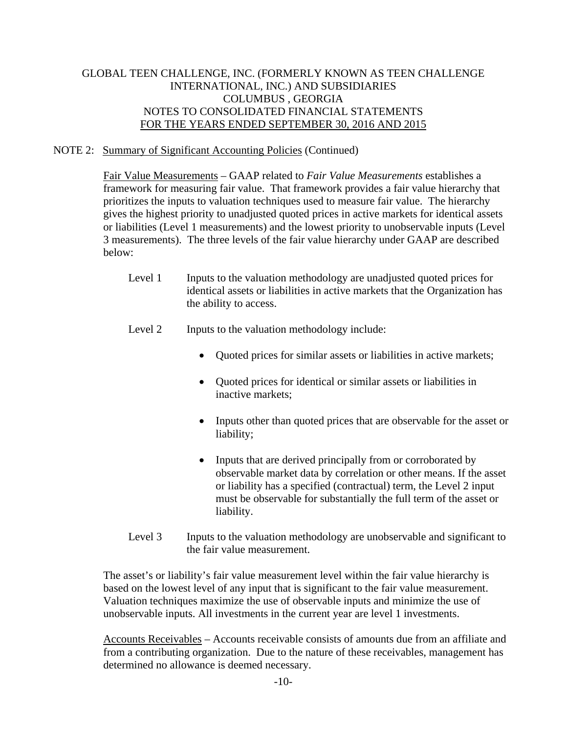GLOBAL TEEN CHALLENGE, INC. (FORMERLY KNOWN AS TEEN CHALLENGE INTERNATIONAL, INC.) AND SUBSIDIARIES
COLUMBUS , GEORGIA
NOTES TO CONSOLIDATED FINANCIAL STATEMENTS
FOR THE YEARS ENDED SEPTEMBER 30, 2016 AND 2015

NOTE 2: Summary of Significant Accounting Policies (Continued)

Fair Value Measurements – GAAP related to *Fair Value Measurements* establishes a framework for measuring fair value. That framework provides a fair value hierarchy that prioritizes the inputs to valuation techniques used to measure fair value. The hierarchy gives the highest priority to unadjusted quoted prices in active markets for identical assets or liabilities (Level 1 measurements) and the lowest priority to unobservable inputs (Level 3 measurements). The three levels of the fair value hierarchy under GAAP are described below:

Level 1 Inputs to the valuation methodology are unadjusted quoted prices for identical assets or liabilities in active markets that the Organization has the ability to access.

Level 2 Inputs to the valuation methodology include:

- Quoted prices for similar assets or liabilities in active markets;
- Quoted prices for identical or similar assets or liabilities in inactive markets;
- Inputs other than quoted prices that are observable for the asset or liability;
- Inputs that are derived principally from or corroborated by observable market data by correlation or other means. If the asset or liability has a specified (contractual) term, the Level 2 input must be observable for substantially the full term of the asset or liability.

Level 3 Inputs to the valuation methodology are unobservable and significant to the fair value measurement.

The asset's or liability's fair value measurement level within the fair value hierarchy is based on the lowest level of any input that is significant to the fair value measurement. Valuation techniques maximize the use of observable inputs and minimize the use of unobservable inputs. All investments in the current year are level 1 investments.

Accounts Receivables – Accounts receivable consists of amounts due from an affiliate and from a contributing organization. Due to the nature of these receivables, management has determined no allowance is deemed necessary.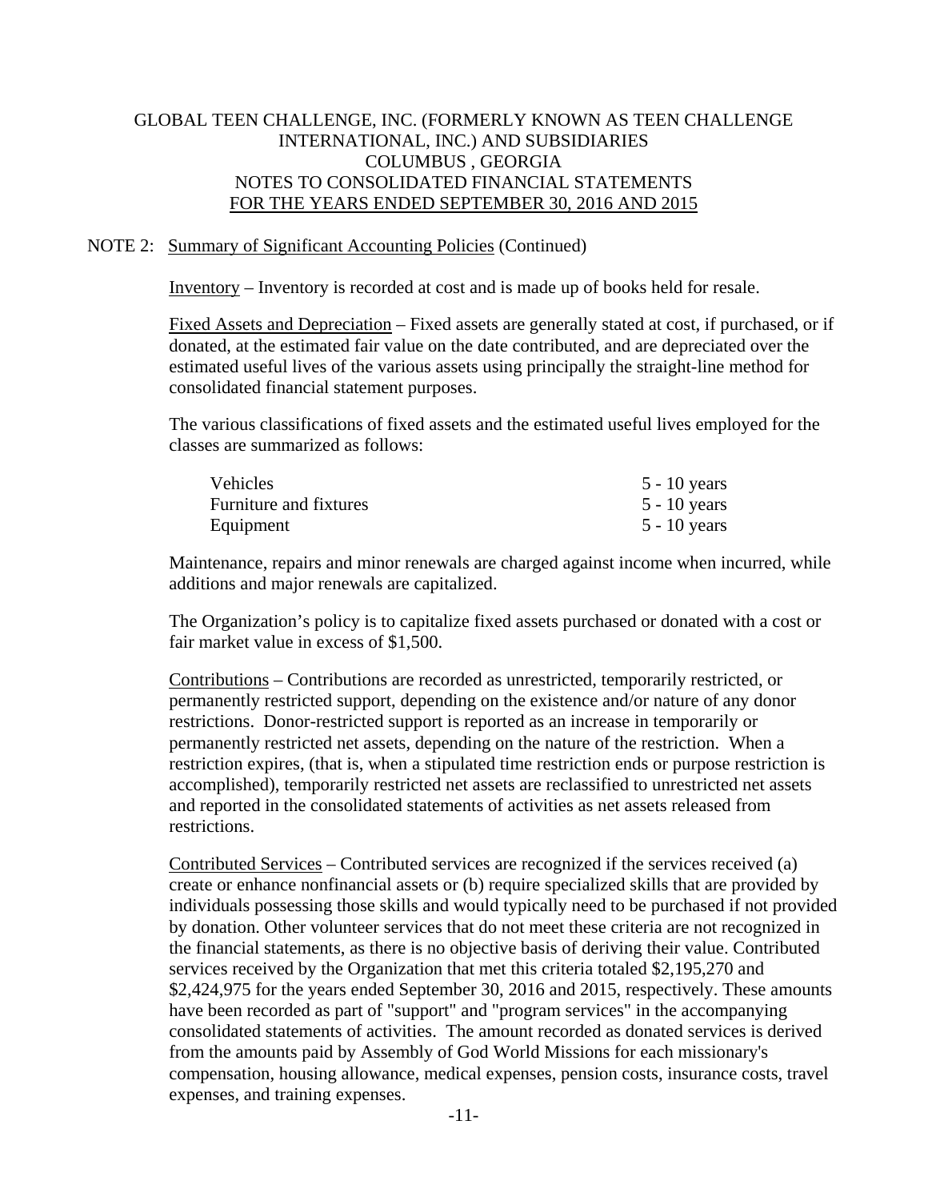GLOBAL TEEN CHALLENGE, INC. (FORMERLY KNOWN AS TEEN CHALLENGE INTERNATIONAL, INC.) AND SUBSIDIARIES
COLUMBUS , GEORGIA
NOTES TO CONSOLIDATED FINANCIAL STATEMENTS
FOR THE YEARS ENDED SEPTEMBER 30, 2016 AND 2015

NOTE 2: Summary of Significant Accounting Policies (Continued)

Inventory – Inventory is recorded at cost and is made up of books held for resale.

Fixed Assets and Depreciation – Fixed assets are generally stated at cost, if purchased, or if donated, at the estimated fair value on the date contributed, and are depreciated over the estimated useful lives of the various assets using principally the straight-line method for consolidated financial statement purposes.

The various classifications of fixed assets and the estimated useful lives employed for the classes are summarized as follows:

| | |
|---|---|
| Vehicles | 5 - 10 years |
| Furniture and fixtures | 5 - 10 years |
| Equipment | 5 - 10 years |

Maintenance, repairs and minor renewals are charged against income when incurred, while additions and major renewals are capitalized.

The Organization's policy is to capitalize fixed assets purchased or donated with a cost or fair market value in excess of $1,500.

Contributions – Contributions are recorded as unrestricted, temporarily restricted, or permanently restricted support, depending on the existence and/or nature of any donor restrictions. Donor-restricted support is reported as an increase in temporarily or permanently restricted net assets, depending on the nature of the restriction. When a restriction expires, (that is, when a stipulated time restriction ends or purpose restriction is accomplished), temporarily restricted net assets are reclassified to unrestricted net assets and reported in the consolidated statements of activities as net assets released from restrictions.

Contributed Services – Contributed services are recognized if the services received (a) create or enhance nonfinancial assets or (b) require specialized skills that are provided by individuals possessing those skills and would typically need to be purchased if not provided by donation. Other volunteer services that do not meet these criteria are not recognized in the financial statements, as there is no objective basis of deriving their value. Contributed services received by the Organization that met this criteria totaled $2,195,270 and $2,424,975 for the years ended September 30, 2016 and 2015, respectively. These amounts have been recorded as part of "support" and "program services" in the accompanying consolidated statements of activities. The amount recorded as donated services is derived from the amounts paid by Assembly of God World Missions for each missionary's compensation, housing allowance, medical expenses, pension costs, insurance costs, travel expenses, and training expenses.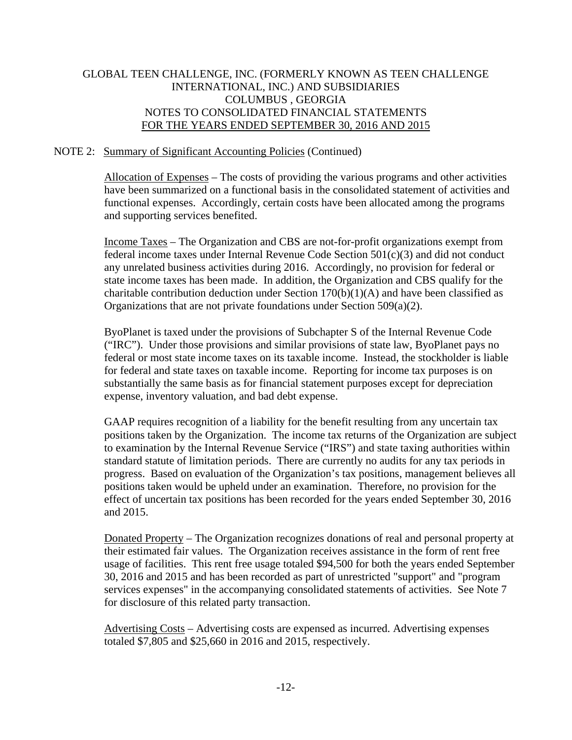## NOTE 2: Summary of Significant Accounting Policies (Continued)

Allocation of Expenses – The costs of providing the various programs and other activities have been summarized on a functional basis in the consolidated statement of activities and functional expenses. Accordingly, certain costs have been allocated among the programs and supporting services benefited.

Income Taxes – The Organization and CBS are not-for-profit organizations exempt from federal income taxes under Internal Revenue Code Section 501(c)(3) and did not conduct any unrelated business activities during 2016. Accordingly, no provision for federal or state income taxes has been made. In addition, the Organization and CBS qualify for the charitable contribution deduction under Section 170(b)(1)(A) and have been classified as Organizations that are not private foundations under Section 509(a)(2).

ByoPlanet is taxed under the provisions of Subchapter S of the Internal Revenue Code ("IRC"). Under those provisions and similar provisions of state law, ByoPlanet pays no federal or most state income taxes on its taxable income. Instead, the stockholder is liable for federal and state taxes on taxable income. Reporting for income tax purposes is on substantially the same basis as for financial statement purposes except for depreciation expense, inventory valuation, and bad debt expense.

GAAP requires recognition of a liability for the benefit resulting from any uncertain tax positions taken by the Organization. The income tax returns of the Organization are subject to examination by the Internal Revenue Service ("IRS") and state taxing authorities within standard statute of limitation periods. There are currently no audits for any tax periods in progress. Based on evaluation of the Organization's tax positions, management believes all positions taken would be upheld under an examination. Therefore, no provision for the effect of uncertain tax positions has been recorded for the years ended September 30, 2016 and 2015.

Donated Property – The Organization recognizes donations of real and personal property at their estimated fair values. The Organization receives assistance in the form of rent free usage of facilities. This rent free usage totaled $94,500 for both the years ended September 30, 2016 and 2015 and has been recorded as part of unrestricted "support" and "program services expenses" in the accompanying consolidated statements of activities. See Note 7 for disclosure of this related party transaction.

Advertising Costs – Advertising costs are expensed as incurred. Advertising expenses totaled $7,805 and $25,660 in 2016 and 2015, respectively.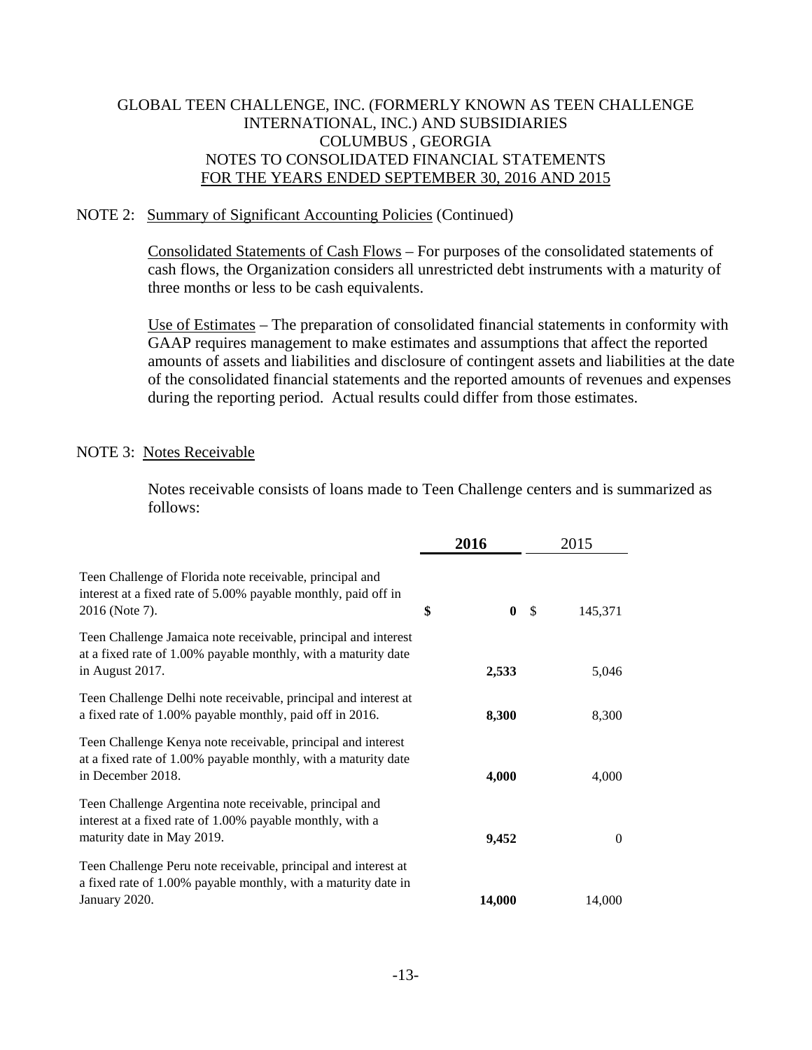GLOBAL TEEN CHALLENGE, INC. (FORMERLY KNOWN AS TEEN CHALLENGE INTERNATIONAL, INC.) AND SUBSIDIARIES
COLUMBUS , GEORGIA
NOTES TO CONSOLIDATED FINANCIAL STATEMENTS
FOR THE YEARS ENDED SEPTEMBER 30, 2016 AND 2015

NOTE 2: Summary of Significant Accounting Policies (Continued)

Consolidated Statements of Cash Flows – For purposes of the consolidated statements of cash flows, the Organization considers all unrestricted debt instruments with a maturity of three months or less to be cash equivalents.

Use of Estimates – The preparation of consolidated financial statements in conformity with GAAP requires management to make estimates and assumptions that affect the reported amounts of assets and liabilities and disclosure of contingent assets and liabilities at the date of the consolidated financial statements and the reported amounts of revenues and expenses during the reporting period. Actual results could differ from those estimates.

NOTE 3: Notes Receivable

Notes receivable consists of loans made to Teen Challenge centers and is summarized as follows:

| | **2016** | 2015 |
|---|---|---|
| Teen Challenge of Florida note receivable, principal and interest at a fixed rate of 5.00% payable monthly, paid off in 2016 (Note 7). | **$ 0** | $ 145,371 |
| Teen Challenge Jamaica note receivable, principal and interest at a fixed rate of 1.00% payable monthly, with a maturity date in August 2017. | **2,533** | 5,046 |
| Teen Challenge Delhi note receivable, principal and interest at a fixed rate of 1.00% payable monthly, paid off in 2016. | **8,300** | 8,300 |
| Teen Challenge Kenya note receivable, principal and interest at a fixed rate of 1.00% payable monthly, with a maturity date in December 2018. | **4,000** | 4,000 |
| Teen Challenge Argentina note receivable, principal and interest at a fixed rate of 1.00% payable monthly, with a maturity date in May 2019. | **9,452** | 0 |
| Teen Challenge Peru note receivable, principal and interest at a fixed rate of 1.00% payable monthly, with a maturity date in January 2020. | **14,000** | 14,000 |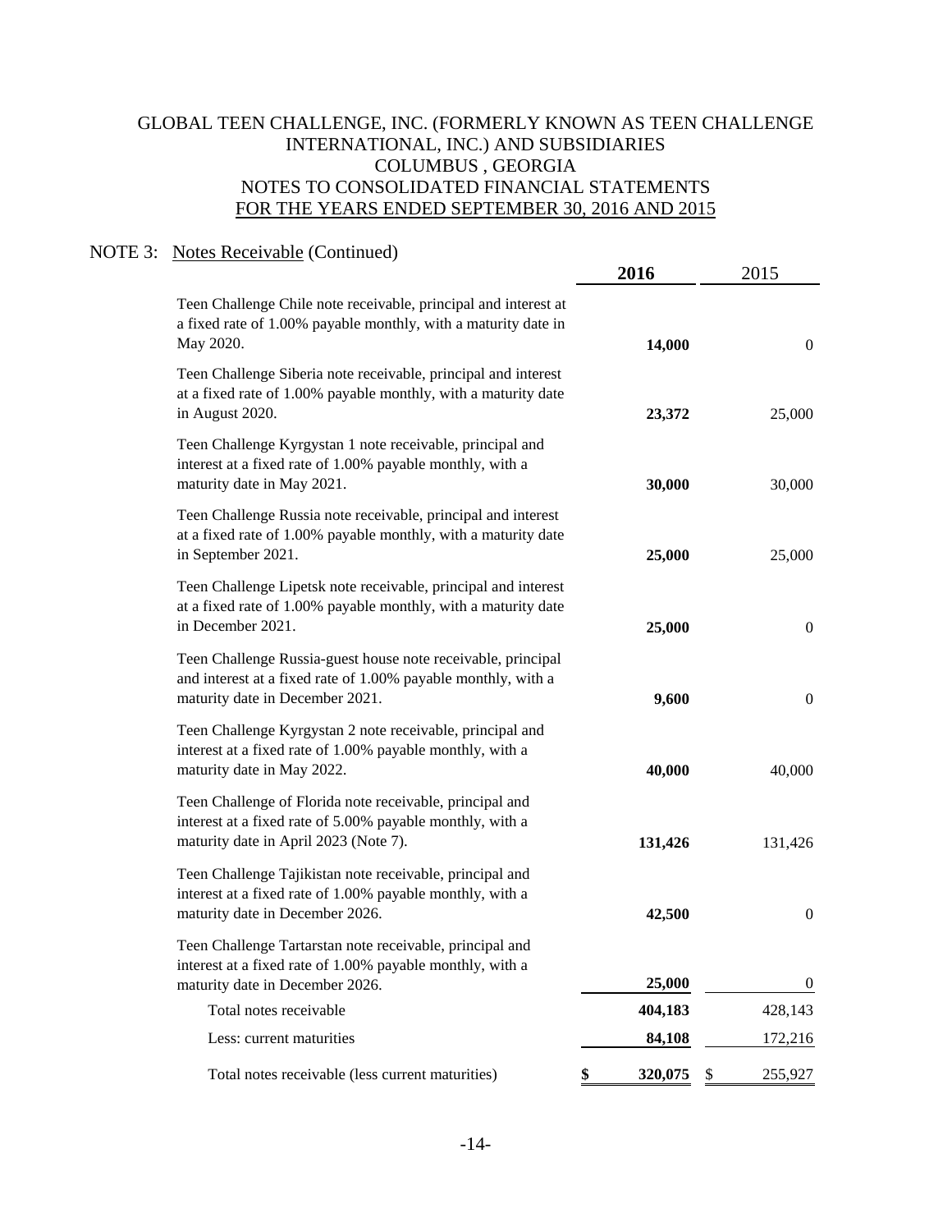GLOBAL TEEN CHALLENGE, INC. (FORMERLY KNOWN AS TEEN CHALLENGE INTERNATIONAL, INC.) AND SUBSIDIARIES
COLUMBUS , GEORGIA
NOTES TO CONSOLIDATED FINANCIAL STATEMENTS
FOR THE YEARS ENDED SEPTEMBER 30, 2016 AND 2015

## NOTE 3: Notes Receivable (Continued)

| | **2016** | 2015 |
|---|---|---|
| Teen Challenge Chile note receivable, principal and interest at a fixed rate of 1.00% payable monthly, with a maturity date in May 2020. | **14,000** | 0 |
| Teen Challenge Siberia note receivable, principal and interest at a fixed rate of 1.00% payable monthly, with a maturity date in August 2020. | **23,372** | 25,000 |
| Teen Challenge Kyrgystan 1 note receivable, principal and interest at a fixed rate of 1.00% payable monthly, with a maturity date in May 2021. | **30,000** | 30,000 |
| Teen Challenge Russia note receivable, principal and interest at a fixed rate of 1.00% payable monthly, with a maturity date in September 2021. | **25,000** | 25,000 |
| Teen Challenge Lipetsk note receivable, principal and interest at a fixed rate of 1.00% payable monthly, with a maturity date in December 2021. | **25,000** | 0 |
| Teen Challenge Russia-guest house note receivable, principal and interest at a fixed rate of 1.00% payable monthly, with a maturity date in December 2021. | **9,600** | 0 |
| Teen Challenge Kyrgystan 2 note receivable, principal and interest at a fixed rate of 1.00% payable monthly, with a maturity date in May 2022. | **40,000** | 40,000 |
| Teen Challenge of Florida note receivable, principal and interest at a fixed rate of 5.00% payable monthly, with a maturity date in April 2023 (Note 7). | **131,426** | 131,426 |
| Teen Challenge Tajikistan note receivable, principal and interest at a fixed rate of 1.00% payable monthly, with a maturity date in December 2026. | **42,500** | 0 |
| Teen Challenge Tartarstan note receivable, principal and interest at a fixed rate of 1.00% payable monthly, with a maturity date in December 2026. | **25,000** | 0 |
| Total notes receivable | **404,183** | 428,143 |
| Less: current maturities | **84,108** | 172,216 |
| Total notes receivable (less current maturities) | **$ 320,075** | $ 255,927 |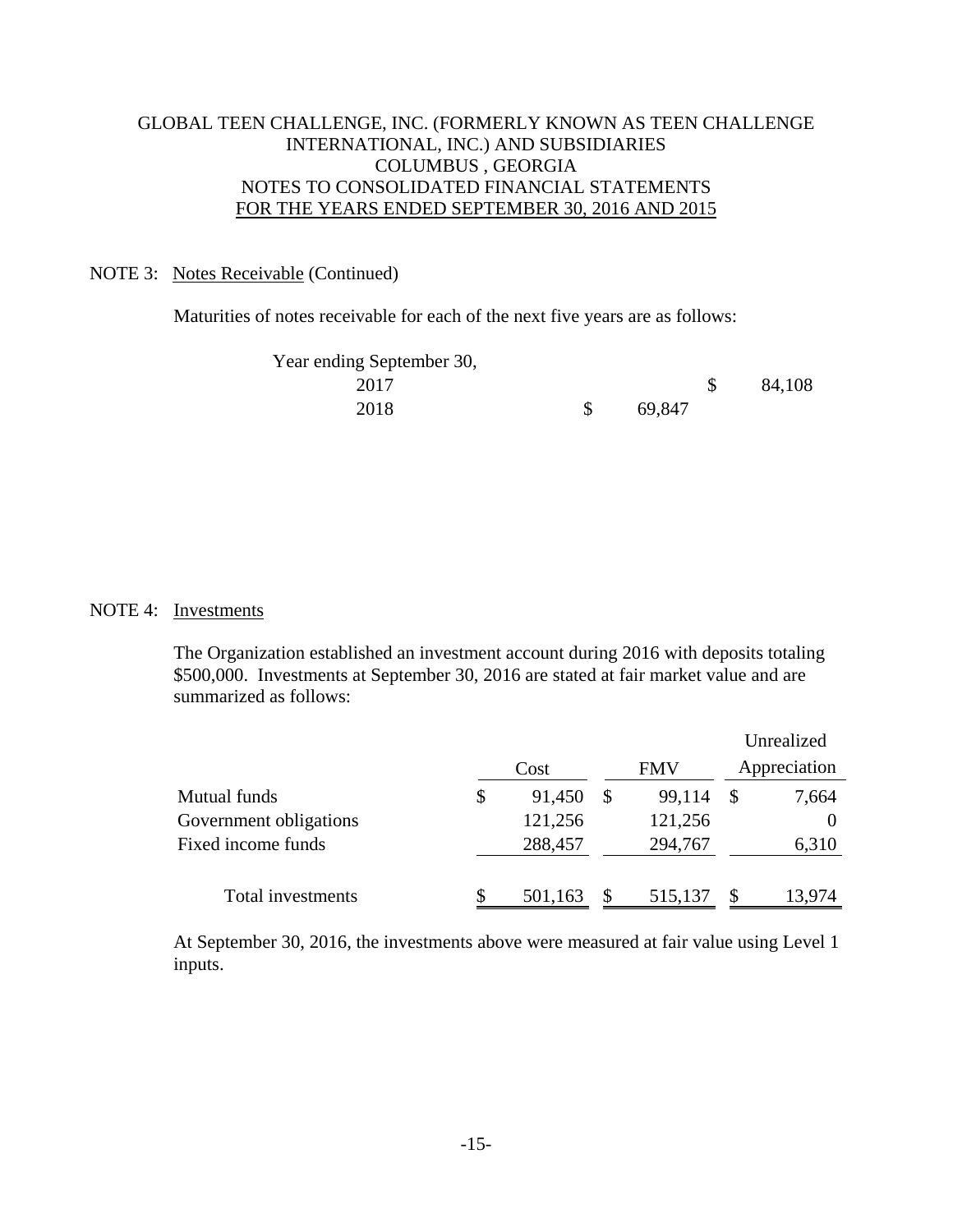# GLOBAL TEEN CHALLENGE, INC. (FORMERLY KNOWN AS TEEN CHALLENGE INTERNATIONAL, INC.) AND SUBSIDIARIES
## COLUMBUS , GEORGIA
## NOTES TO CONSOLIDATED FINANCIAL STATEMENTS
## FOR THE YEARS ENDED SEPTEMBER 30, 2016 AND 2015

NOTE 3: Notes Receivable (Continued)

Maturities of notes receivable for each of the next five years are as follows:

| Year ending September 30, | | |
|---|---|---|
| 2017 | | $ 84,108 |
| 2018 | $ 69,847 | |

NOTE 4: Investments

The Organization established an investment account during 2016 with deposits totaling $500,000. Investments at September 30, 2016 are stated at fair market value and are summarized as follows:

| | Cost | FMV | Unrealized Appreciation |
|---|---|---|---|
| Mutual funds | $ 91,450 | $ 99,114 | $ 7,664 |
| Government obligations | 121,256 | 121,256 | 0 |
| Fixed income funds | 288,457 | 294,767 | 6,310 |
| Total investments | $ 501,163 | $ 515,137 | $ 13,974 |

At September 30, 2016, the investments above were measured at fair value using Level 1 inputs.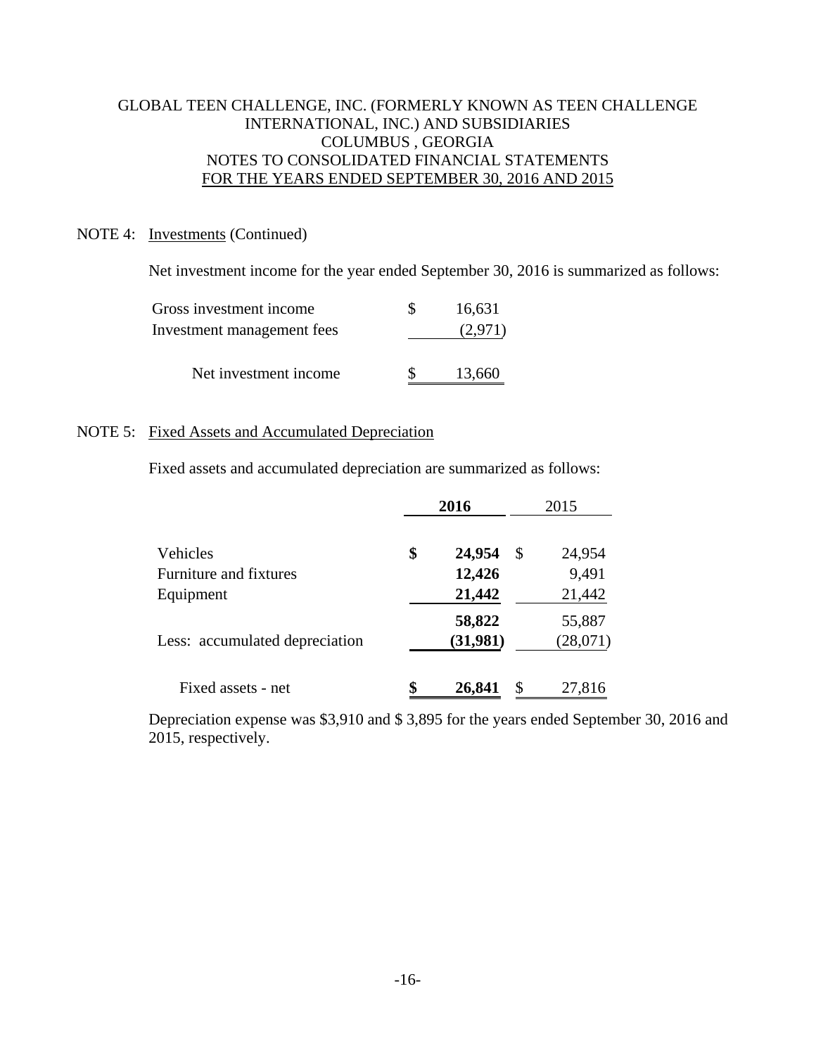GLOBAL TEEN CHALLENGE, INC. (FORMERLY KNOWN AS TEEN CHALLENGE INTERNATIONAL, INC.) AND SUBSIDIARIES
COLUMBUS , GEORGIA
NOTES TO CONSOLIDATED FINANCIAL STATEMENTS
FOR THE YEARS ENDED SEPTEMBER 30, 2016 AND 2015

NOTE 4: Investments (Continued)

Net investment income for the year ended September 30, 2016 is summarized as follows:

| | |
|---|---|
| Gross investment income | $ 16,631 |
| Investment management fees | (2,971) |
| Net investment income | $ 13,660 |

NOTE 5: Fixed Assets and Accumulated Depreciation

Fixed assets and accumulated depreciation are summarized as follows:

| | **2016** | 2015 |
|---|---|---|
| Vehicles | **$ 24,954** | $ 24,954 |
| Furniture and fixtures | **12,426** | 9,491 |
| Equipment | **21,442** | 21,442 |
| | **58,822** | 55,887 |
| Less: accumulated depreciation | **(31,981)** | (28,071) |
| Fixed assets - net | **$ 26,841** | $ 27,816 |

Depreciation expense was $3,910 and $ 3,895 for the years ended September 30, 2016 and 2015, respectively.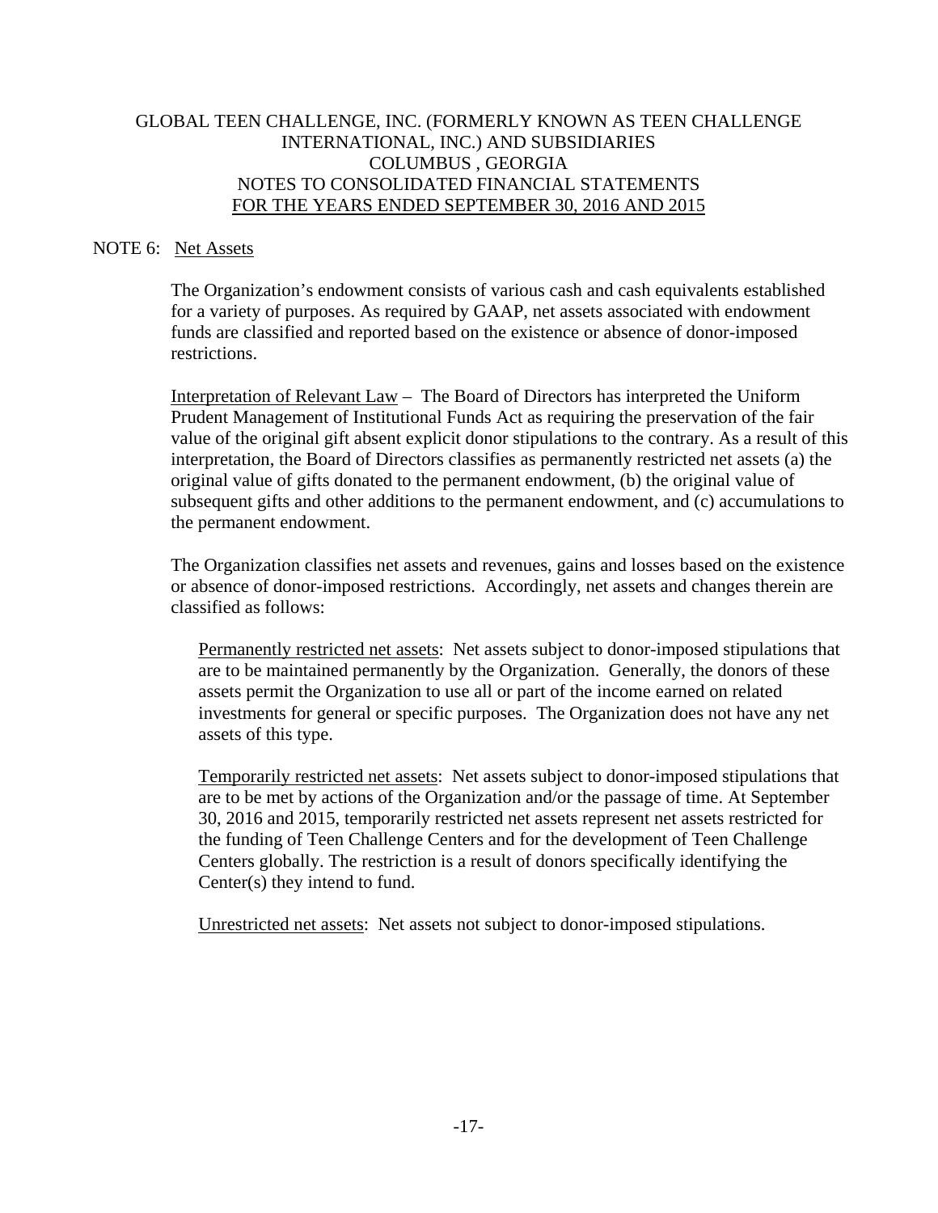GLOBAL TEEN CHALLENGE, INC. (FORMERLY KNOWN AS TEEN CHALLENGE INTERNATIONAL, INC.) AND SUBSIDIARIES
COLUMBUS , GEORGIA
NOTES TO CONSOLIDATED FINANCIAL STATEMENTS
FOR THE YEARS ENDED SEPTEMBER 30, 2016 AND 2015

## NOTE 6: Net Assets

The Organization's endowment consists of various cash and cash equivalents established for a variety of purposes. As required by GAAP, net assets associated with endowment funds are classified and reported based on the existence or absence of donor-imposed restrictions.

Interpretation of Relevant Law – The Board of Directors has interpreted the Uniform Prudent Management of Institutional Funds Act as requiring the preservation of the fair value of the original gift absent explicit donor stipulations to the contrary. As a result of this interpretation, the Board of Directors classifies as permanently restricted net assets (a) the original value of gifts donated to the permanent endowment, (b) the original value of subsequent gifts and other additions to the permanent endowment, and (c) accumulations to the permanent endowment.

The Organization classifies net assets and revenues, gains and losses based on the existence or absence of donor-imposed restrictions. Accordingly, net assets and changes therein are classified as follows:

Permanently restricted net assets: Net assets subject to donor-imposed stipulations that are to be maintained permanently by the Organization. Generally, the donors of these assets permit the Organization to use all or part of the income earned on related investments for general or specific purposes. The Organization does not have any net assets of this type.

Temporarily restricted net assets: Net assets subject to donor-imposed stipulations that are to be met by actions of the Organization and/or the passage of time. At September 30, 2016 and 2015, temporarily restricted net assets represent net assets restricted for the funding of Teen Challenge Centers and for the development of Teen Challenge Centers globally. The restriction is a result of donors specifically identifying the Center(s) they intend to fund.

Unrestricted net assets: Net assets not subject to donor-imposed stipulations.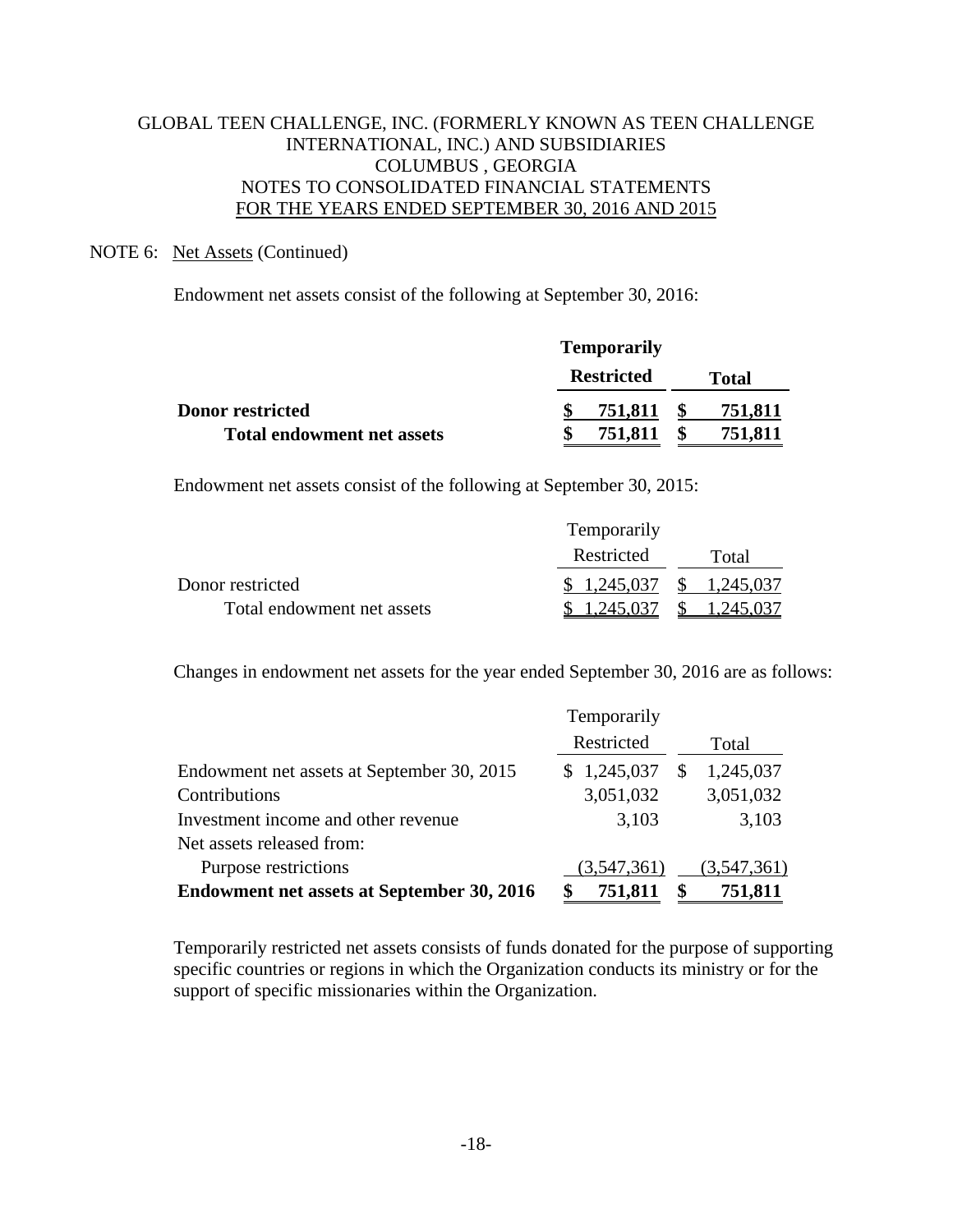GLOBAL TEEN CHALLENGE, INC. (FORMERLY KNOWN AS TEEN CHALLENGE INTERNATIONAL, INC.) AND SUBSIDIARIES
COLUMBUS , GEORGIA
NOTES TO CONSOLIDATED FINANCIAL STATEMENTS
FOR THE YEARS ENDED SEPTEMBER 30, 2016 AND 2015

NOTE 6: Net Assets (Continued)

Endowment net assets consist of the following at September 30, 2016:

| | **Temporarily Restricted** | **Total** |
|---|---|---|
| **Donor restricted** | **$ 751,811** | **$ 751,811** |
| **Total endowment net assets** | **$ 751,811** | **$ 751,811** |

Endowment net assets consist of the following at September 30, 2015:

| | Temporarily Restricted | Total |
|---|---|---|
| Donor restricted | $ 1,245,037 | $ 1,245,037 |
| Total endowment net assets | $ 1,245,037 | $ 1,245,037 |

Changes in endowment net assets for the year ended September 30, 2016 are as follows:

| | Temporarily Restricted | Total |
|---|---|---|
| Endowment net assets at September 30, 2015 | $ 1,245,037 | $ 1,245,037 |
| Contributions | 3,051,032 | 3,051,032 |
| Investment income and other revenue | 3,103 | 3,103 |
| Net assets released from: | | |
| Purpose restrictions | (3,547,361) | (3,547,361) |
| **Endowment net assets at September 30, 2016** | **$ 751,811** | **$ 751,811** |

Temporarily restricted net assets consists of funds donated for the purpose of supporting specific countries or regions in which the Organization conducts its ministry or for the support of specific missionaries within the Organization.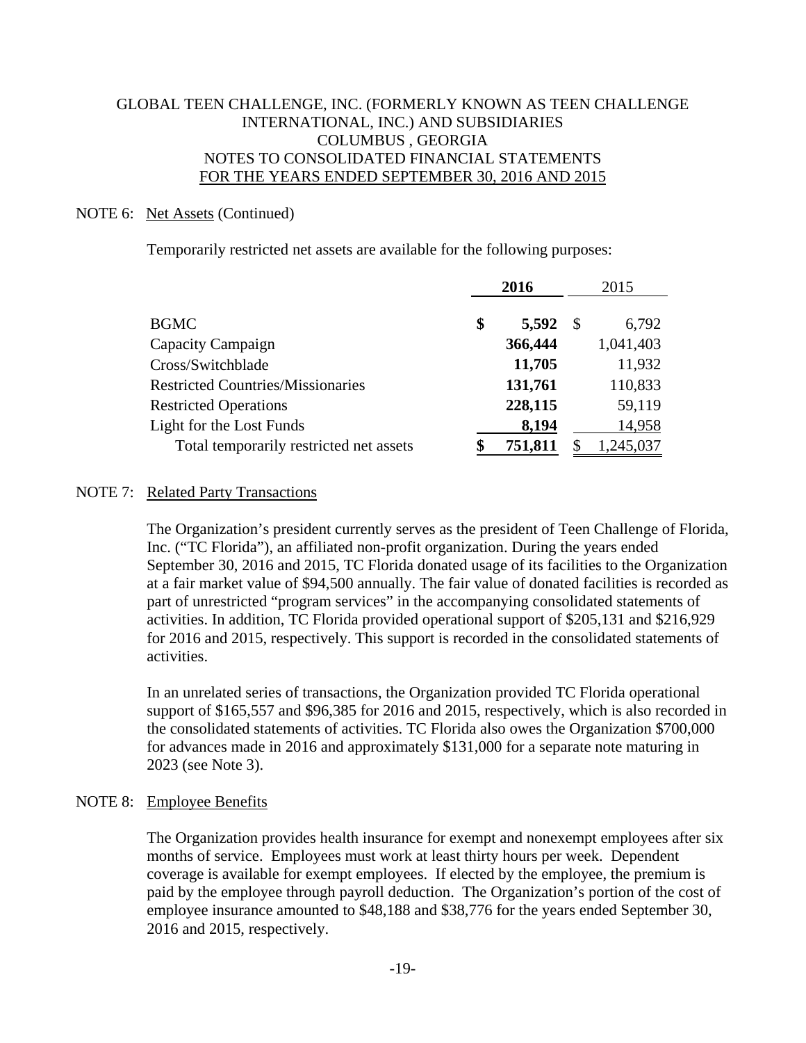GLOBAL TEEN CHALLENGE, INC. (FORMERLY KNOWN AS TEEN CHALLENGE INTERNATIONAL, INC.) AND SUBSIDIARIES
COLUMBUS , GEORGIA
NOTES TO CONSOLIDATED FINANCIAL STATEMENTS
FOR THE YEARS ENDED SEPTEMBER 30, 2016 AND 2015

NOTE 6: Net Assets (Continued)

Temporarily restricted net assets are available for the following purposes:

| | **2016** | 2015 |
|---|---|---|
| BGMC | **$ 5,592** | $ 6,792 |
| Capacity Campaign | **366,444** | 1,041,403 |
| Cross/Switchblade | **11,705** | 11,932 |
| Restricted Countries/Missionaries | **131,761** | 110,833 |
| Restricted Operations | **228,115** | 59,119 |
| Light for the Lost Funds | **8,194** | 14,958 |
| Total temporarily restricted net assets | **$ 751,811** | $ 1,245,037 |

NOTE 7: Related Party Transactions

The Organization's president currently serves as the president of Teen Challenge of Florida, Inc. ("TC Florida"), an affiliated non-profit organization. During the years ended September 30, 2016 and 2015, TC Florida donated usage of its facilities to the Organization at a fair market value of $94,500 annually. The fair value of donated facilities is recorded as part of unrestricted "program services" in the accompanying consolidated statements of activities. In addition, TC Florida provided operational support of $205,131 and $216,929 for 2016 and 2015, respectively. This support is recorded in the consolidated statements of activities.

In an unrelated series of transactions, the Organization provided TC Florida operational support of $165,557 and $96,385 for 2016 and 2015, respectively, which is also recorded in the consolidated statements of activities. TC Florida also owes the Organization $700,000 for advances made in 2016 and approximately $131,000 for a separate note maturing in 2023 (see Note 3).

NOTE 8: Employee Benefits

The Organization provides health insurance for exempt and nonexempt employees after six months of service. Employees must work at least thirty hours per week. Dependent coverage is available for exempt employees. If elected by the employee, the premium is paid by the employee through payroll deduction. The Organization's portion of the cost of employee insurance amounted to $48,188 and $38,776 for the years ended September 30, 2016 and 2015, respectively.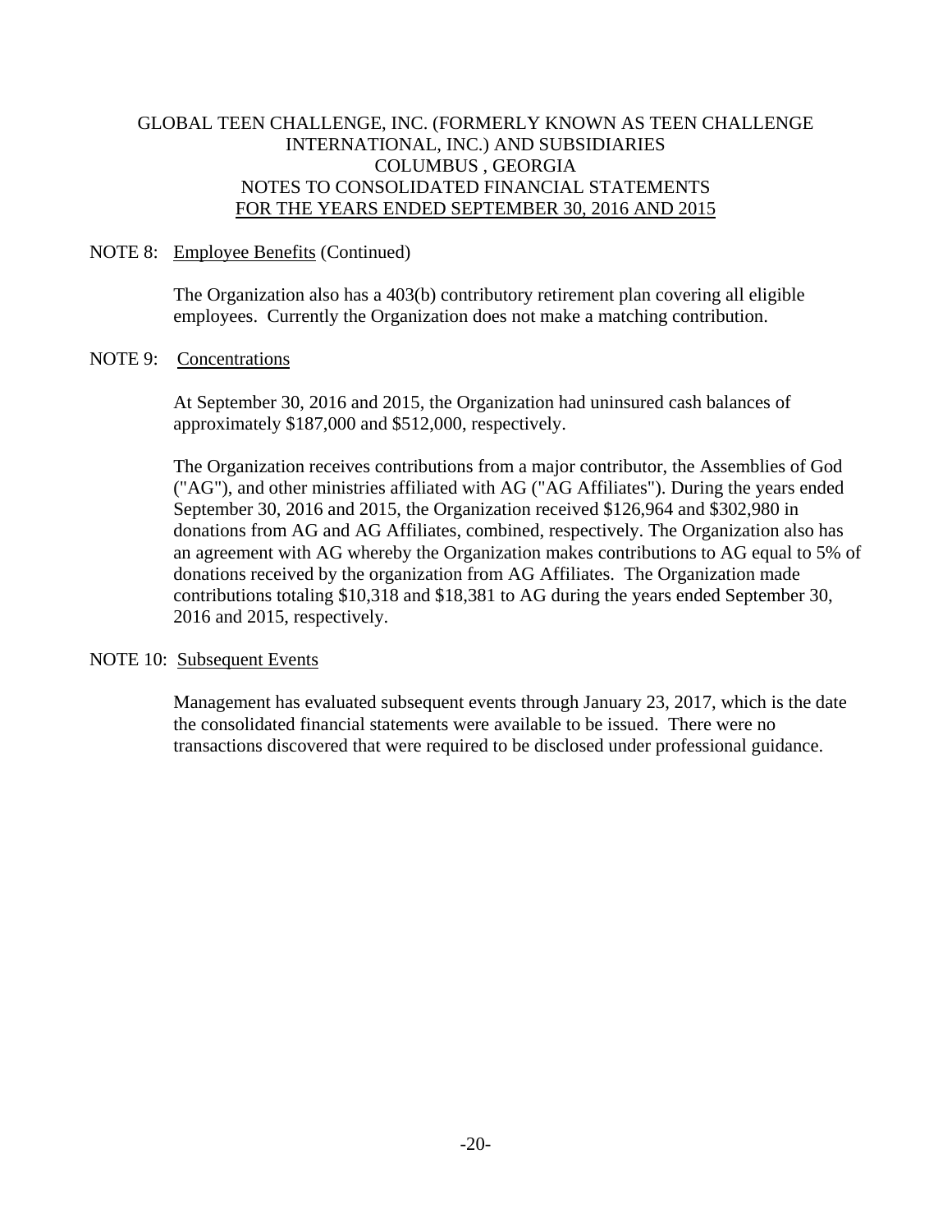NOTE 8: Employee Benefits (Continued)

The Organization also has a 403(b) contributory retirement plan covering all eligible employees. Currently the Organization does not make a matching contribution.

NOTE 9: Concentrations

At September 30, 2016 and 2015, the Organization had uninsured cash balances of approximately $187,000 and $512,000, respectively.

The Organization receives contributions from a major contributor, the Assemblies of God ("AG"), and other ministries affiliated with AG ("AG Affiliates"). During the years ended September 30, 2016 and 2015, the Organization received $126,964 and $302,980 in donations from AG and AG Affiliates, combined, respectively. The Organization also has an agreement with AG whereby the Organization makes contributions to AG equal to 5% of donations received by the organization from AG Affiliates. The Organization made contributions totaling $10,318 and $18,381 to AG during the years ended September 30, 2016 and 2015, respectively.

NOTE 10: Subsequent Events

Management has evaluated subsequent events through January 23, 2017, which is the date the consolidated financial statements were available to be issued. There were no transactions discovered that were required to be disclosed under professional guidance.